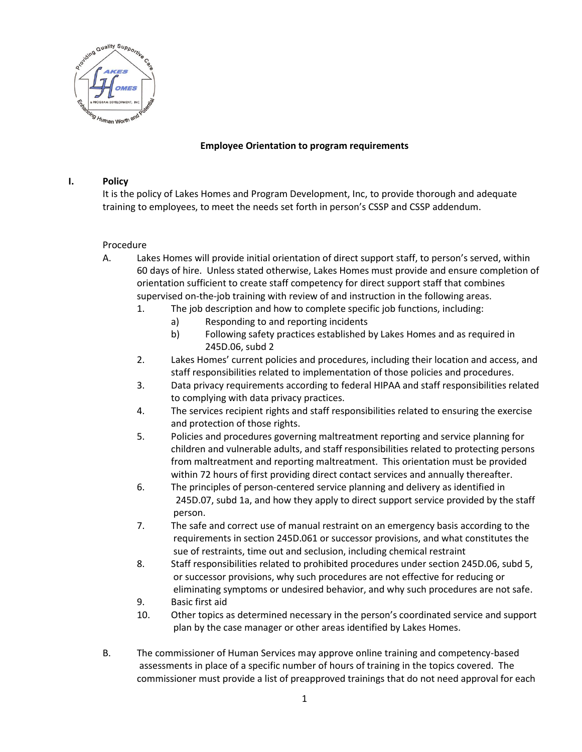## Employee Orientation to program requirements

**I. Policy**

It is the policy of Lakes Homes and Program Development, Inc, to provide thorough and adequate training to employees, to meet the needs set forth in person's CSSP and CSSP addendum.

Procedure

A. Lakes Homes will provide initial orientation of direct support staff, to person's served, within 60 days of hire. Unless stated otherwise, Lakes Homes must provide and ensure completion of orientation sufficient to create staff competency for direct support staff that combines supervised on-the-job training with review of and instruction in the following areas.

1. The job description and how to complete specific job functions, including:
   a) Responding to and reporting incidents
   b) Following safety practices established by Lakes Homes and as required in 245D.06, subd 2
2. Lakes Homes' current policies and procedures, including their location and access, and staff responsibilities related to implementation of those policies and procedures.
3. Data privacy requirements according to federal HIPAA and staff responsibilities related to complying with data privacy practices.
4. The services recipient rights and staff responsibilities related to ensuring the exercise and protection of those rights.
5. Policies and procedures governing maltreatment reporting and service planning for children and vulnerable adults, and staff responsibilities related to protecting persons from maltreatment and reporting maltreatment. This orientation must be provided within 72 hours of first providing direct contact services and annually thereafter.
6. The principles of person-centered service planning and delivery as identified in 245D.07, subd 1a, and how they apply to direct support service provided by the staff person.
7. The safe and correct use of manual restraint on an emergency basis according to the requirements in section 245D.061 or successor provisions, and what constitutes the sue of restraints, time out and seclusion, including chemical restraint
8. Staff responsibilities related to prohibited procedures under section 245D.06, subd 5, or successor provisions, why such procedures are not effective for reducing or eliminating symptoms or undesired behavior, and why such procedures are not safe.
9. Basic first aid
10. Other topics as determined necessary in the person's coordinated service and support plan by the case manager or other areas identified by Lakes Homes.

B. The commissioner of Human Services may approve online training and competency-based assessments in place of a specific number of hours of training in the topics covered. The commissioner must provide a list of preapproved trainings that do not need approval for each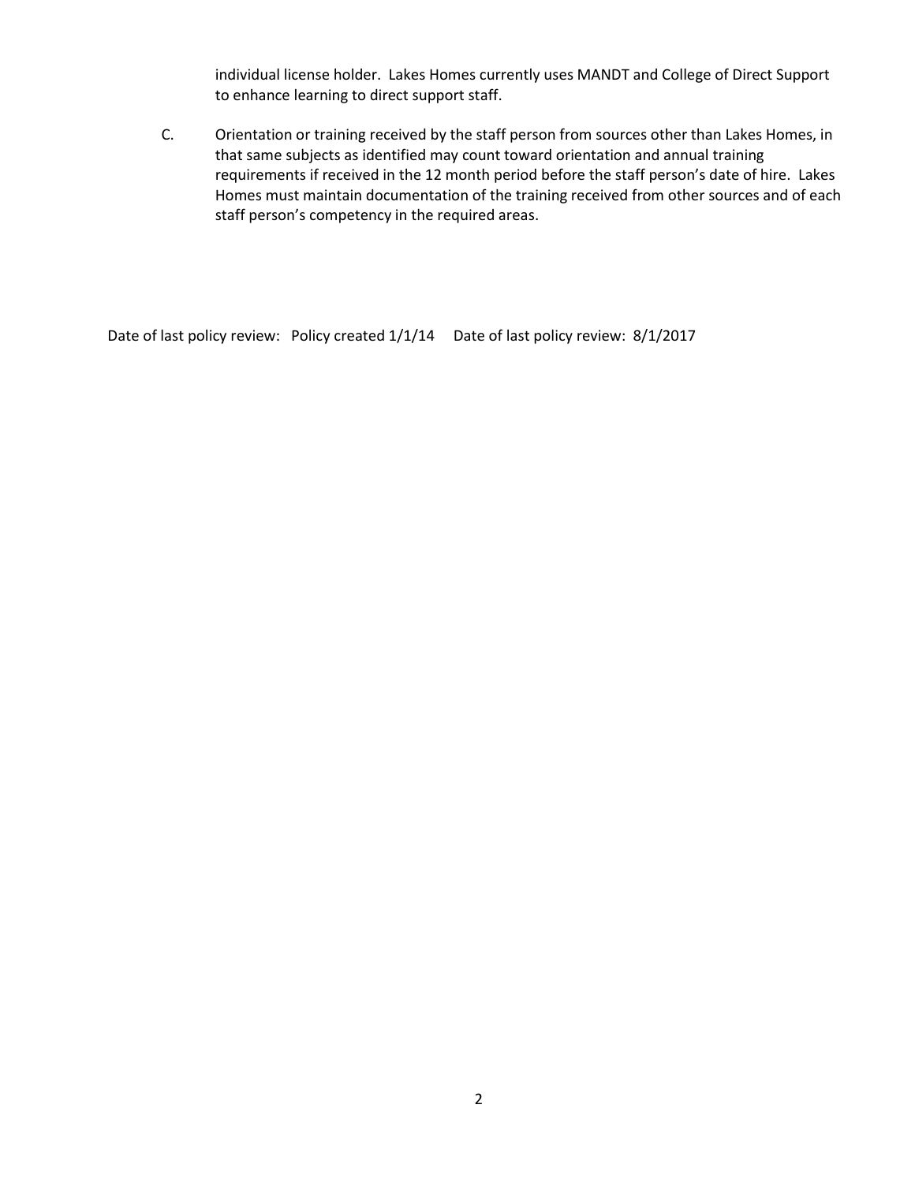individual license holder. Lakes Homes currently uses MANDT and College of Direct Support to enhance learning to direct support staff.

C. Orientation or training received by the staff person from sources other than Lakes Homes, in that same subjects as identified may count toward orientation and annual training requirements if received in the 12 month period before the staff person's date of hire. Lakes Homes must maintain documentation of the training received from other sources and of each staff person's competency in the required areas.

Date of last policy review: Policy created 1/1/14 Date of last policy review: 8/1/2017